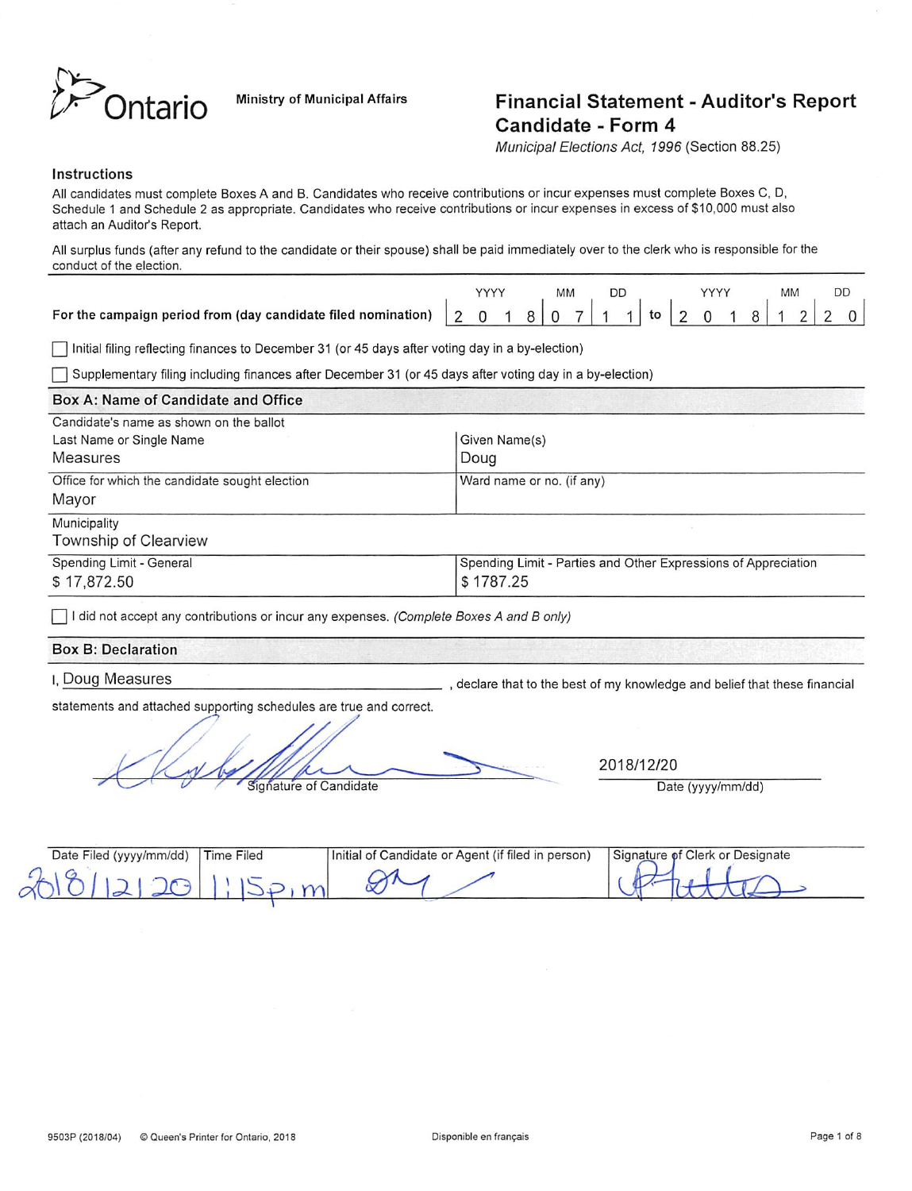Ontario

Ministry of Municipal Affairs

# Financial Statement - Auditor's Report Candidate - Form 4

*Municipal Elections Act, 1996* (Section 88.25)

### Instructions

All candidates must complete Boxes A and B. Candidates who receive contributions or incur expenses must complete Boxes C, D, Schedule 1 and Schedule 2 as appropriate. Candidates who receive contributions or incur expenses in excess of $10,000 must also attach an Auditor's Report.

All surplus funds (after any refund to the candidate or their spouse) shall be paid immediately over to the clerk who is responsible for the conduct of the election.

| | YYYY | MM | DD | | YYYY | MM | DD |
|---|---|---|---|---|---|---|---|
| For the campaign period from (day candidate filed nomination) | 2018 | 07 | 11 | to | 2018 | 12 | 20 |

☐ Initial filing reflecting finances to December 31 (or 45 days after voting day in a by-election)

☐ Supplementary filing including finances after December 31 (or 45 days after voting day in a by-election)

### Box A: Name of Candidate and Office

Candidate's name as shown on the ballot

| Last Name or Single Name | Given Name(s) |
|---|---|
| Measures | Doug |
| **Office for which the candidate sought election** | **Ward name or no. (if any)** |
| Mayor | |
| **Municipality** | |
| Township of Clearview | |
| **Spending Limit - General** | **Spending Limit - Parties and Other Expressions of Appreciation** |
| $ 17,872.50 | $ 1787.25 |

☐ I did not accept any contributions or incur any expenses. *(Complete Boxes A and B only)*

### Box B: Declaration

I, Doug Measures, declare that to the best of my knowledge and belief that these financial statements and attached supporting schedules are true and correct.

[Signature] Signature of Candidate

2018/12/20
Date (yyyy/mm/dd)

| Date Filed (yyyy/mm/dd) | Time Filed | Initial of Candidate or Agent (if filed in person) | Signature of Clerk or Designate |
|---|---|---|---|
| 2018/12/20 | 1:15p.m | [Initial] | [Signature] |

9503P (2018/04) © Queen's Printer for Ontario, 2018

Disponible en français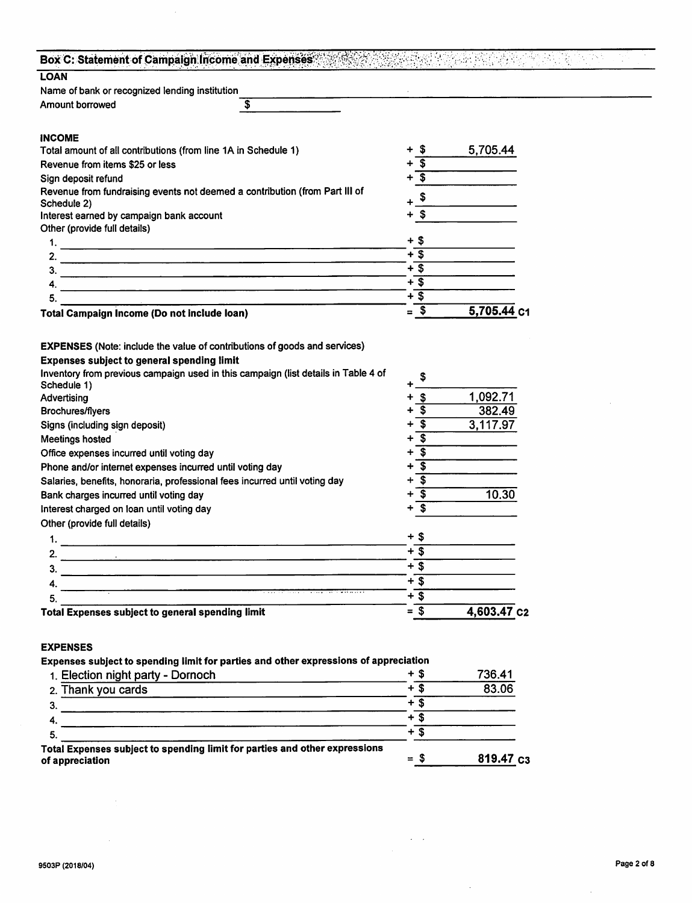## Box C: Statement of Campaign Income and Expenses

### LOAN

Name of bank or recognized lending institution \_\_\_\_\_\_\_\_\_\_

Amount borrowed $ \_\_\_\_\_\_\_\_\_\_

### INCOME

| Item | | Amount |
|---|---|---|
| Total amount of all contributions (from line 1A in Schedule 1) | + $ | 5,705.44 |
| Revenue from items $25 or less | + $ | |
| Sign deposit refund | + $ | |
| Revenue from fundraising events not deemed a contribution (from Part III of Schedule 2) | + $ | |
| Interest earned by campaign bank account | + $ | |
| Other (provide full details) | | |
| 1. | + $ | |
| 2. | + $ | |
| 3. | + $ | |
| 4. | + $ | |
| 5. | + $ | |
| **Total Campaign Income (Do not include loan)** | = $ | **5,705.44** C1 |

### EXPENSES (Note: include the value of contributions of goods and services)

**Expenses subject to general spending limit**

| Item | | Amount |
|---|---|---|
| Inventory from previous campaign used in this campaign (list details in Table 4 of Schedule 1) | + $ | |
| Advertising | + $ | 1,092.71 |
| Brochures/flyers | + $ | 382.49 |
| Signs (including sign deposit) | + $ | 3,117.97 |
| Meetings hosted | + $ | |
| Office expenses incurred until voting day | + $ | |
| Phone and/or internet expenses incurred until voting day | + $ | |
| Salaries, benefits, honoraria, professional fees incurred until voting day | + $ | |
| Bank charges incurred until voting day | + $ | 10.30 |
| Interest charged on loan until voting day | + $ | |
| Other (provide full details) | | |
| 1. | + $ | |
| 2. | + $ | |
| 3. | + $ | |
| 4. | + $ | |
| 5. | + $ | |
| **Total Expenses subject to general spending limit** | = $ | **4,603.47** C2 |

### EXPENSES

**Expenses subject to spending limit for parties and other expressions of appreciation**

| Item | | Amount |
|---|---|---|
| 1. Election night party - Dornoch | + $ | 736.41 |
| 2. Thank you cards | + $ | 83.06 |
| 3. | + $ | |
| 4. | + $ | |
| 5. | + $ | |
| **Total Expenses subject to spending limit for parties and other expressions of appreciation** | = $ | **819.47** C3 |

9503P (2018/04)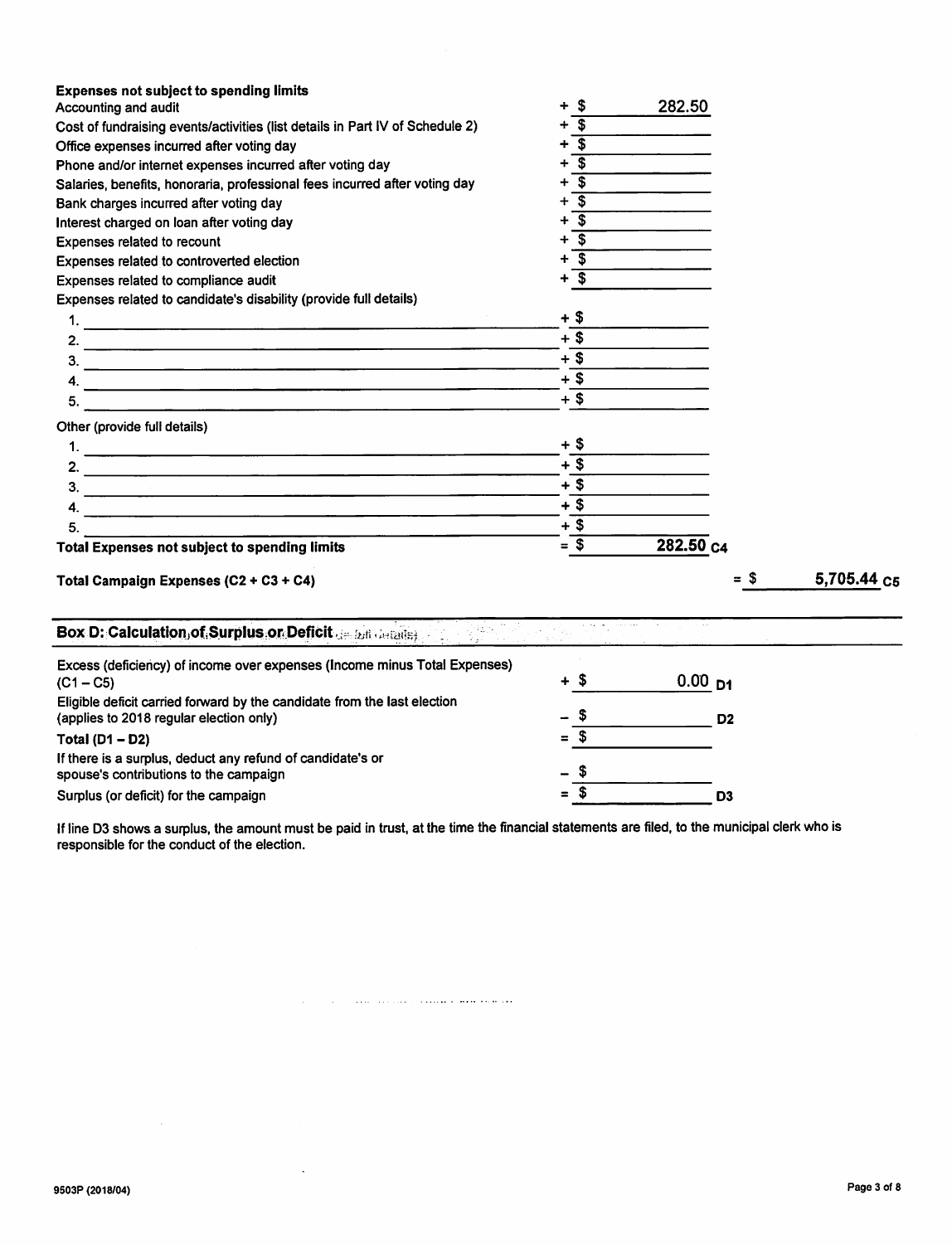**Expenses not subject to spending limits**

| | | |
|---|---|---|
| Accounting and audit | + $ | 282.50 |
| Cost of fundraising events/activities (list details in Part IV of Schedule 2) | + $ | |
| Office expenses incurred after voting day | + $ | |
| Phone and/or internet expenses incurred after voting day | + $ | |
| Salaries, benefits, honoraria, professional fees incurred after voting day | + $ | |
| Bank charges incurred after voting day | + $ | |
| Interest charged on loan after voting day | + $ | |
| Expenses related to recount | + $ | |
| Expenses related to controverted election | + $ | |
| Expenses related to compliance audit | + $ | |
| Expenses related to candidate's disability (provide full details) | | |
| 1. | + $ | |
| 2. | + $ | |
| 3. | + $ | |
| 4. | + $ | |
| 5. | + $ | |
| Other (provide full details) | | |
| 1. | + $ | |
| 2. | + $ | |
| 3. | + $ | |
| 4. | + $ | |
| 5. | + $ | |
| **Total Expenses not subject to spending limits** | = $ | **282.50 C4** |

**Total Campaign Expenses (C2 + C3 + C4)** = $ **5,705.44 C5**

## Box D: Calculation of Surplus or Deficit

| | | |
|---|---|---|
| Excess (deficiency) of income over expenses (Income minus Total Expenses) (C1 – C5) | + $ | 0.00 D1 |
| Eligible deficit carried forward by the candidate from the last election (applies to 2018 regular election only) | – $ | D2 |
| **Total (D1 – D2)** | = $ | |
| If there is a surplus, deduct any refund of candidate's or spouse's contributions to the campaign | – $ | |
| Surplus (or deficit) for the campaign | = $ | D3 |

If line D3 shows a surplus, the amount must be paid in trust, at the time the financial statements are filed, to the municipal clerk who is responsible for the conduct of the election.

9503P (2018/04)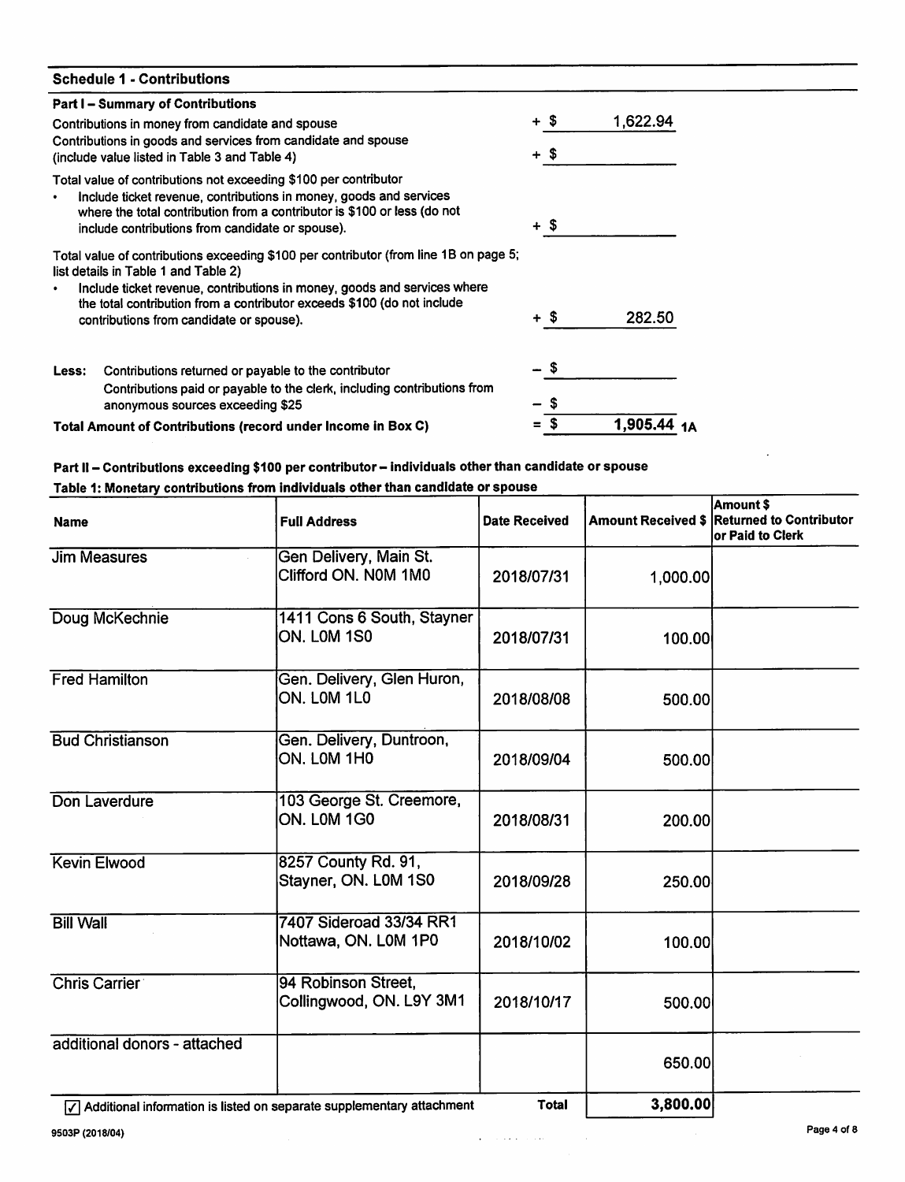## Schedule 1 - Contributions

### Part I – Summary of Contributions

| | | |
|---|---|---|
| Contributions in money from candidate and spouse | + $ | 1,622.94 |
| Contributions in goods and services from candidate and spouse (include value listed in Table 3 and Table 4) | + $ | |
| Total value of contributions not exceeding $100 per contributor<br>• Include ticket revenue, contributions in money, goods and services where the total contribution from a contributor is $100 or less (do not include contributions from candidate or spouse). | + $ | |
| Total value of contributions exceeding $100 per contributor (from line 1B on page 5; list details in Table 1 and Table 2)<br>• Include ticket revenue, contributions in money, goods and services where the total contribution from a contributor exceeds $100 (do not include contributions from candidate or spouse). | + $ | 282.50 |
| **Less:** Contributions returned or payable to the contributor | – $ | |
| Contributions paid or payable to the clerk, including contributions from anonymous sources exceeding $25 | – $ | |
| **Total Amount of Contributions (record under Income in Box C)** | = $ | **1,905.44** 1A |

### Part II – Contributions exceeding $100 per contributor – individuals other than candidate or spouse

**Table 1: Monetary contributions from individuals other than candidate or spouse**

| Name | Full Address | Date Received | Amount Received $ | Amount $ Returned to Contributor or Paid to Clerk |
|---|---|---|---|---|
| Jim Measures | Gen Delivery, Main St. Clifford ON. N0M 1M0 | 2018/07/31 | 1,000.00 | |
| Doug McKechnie | 1411 Cons 6 South, Stayner ON. L0M 1S0 | 2018/07/31 | 100.00 | |
| Fred Hamilton | Gen. Delivery, Glen Huron, ON. L0M 1L0 | 2018/08/08 | 500.00 | |
| Bud Christianson | Gen. Delivery, Duntroon, ON. L0M 1H0 | 2018/09/04 | 500.00 | |
| Don Laverdure | 103 George St. Creemore, ON. L0M 1G0 | 2018/08/31 | 200.00 | |
| Kevin Elwood | 8257 County Rd. 91, Stayner, ON. L0M 1S0 | 2018/09/28 | 250.00 | |
| Bill Wall | 7407 Sideroad 33/34 RR1 Nottawa, ON. L0M 1P0 | 2018/10/02 | 100.00 | |
| Chris Carrier | 94 Robinson Street, Collingwood, ON. L9Y 3M1 | 2018/10/17 | 500.00 | |
| additional donors - attached | | | 650.00 | |
| | | **Total** | **3,800.00** | |

☑ Additional information is listed on separate supplementary attachment

9503P (2018/04)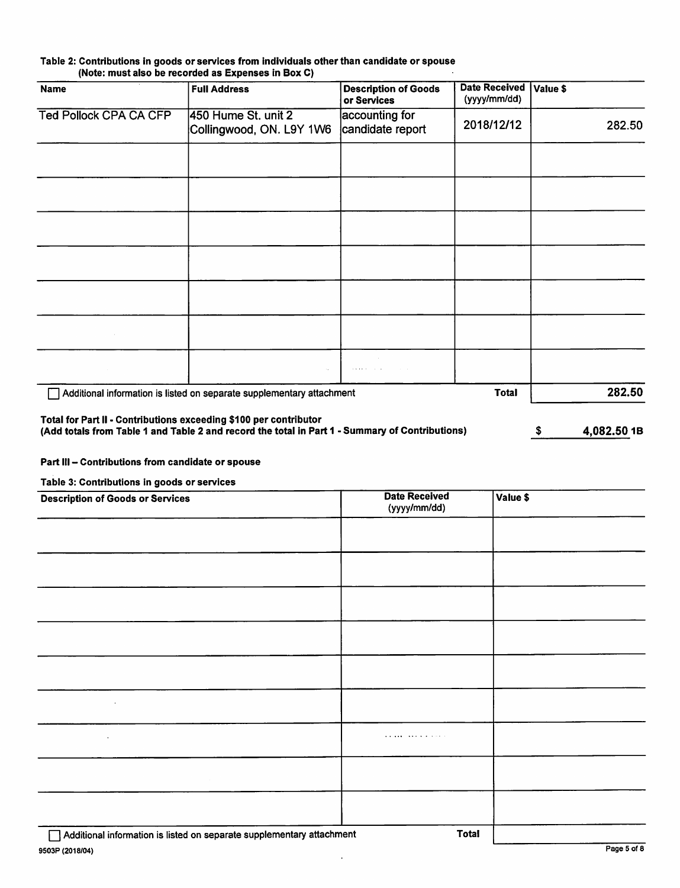**Table 2: Contributions in goods or services from individuals other than candidate or spouse**
**(Note: must also be recorded as Expenses in Box C)**

| Name | Full Address | Description of Goods or Services | Date Received (yyyy/mm/dd) | Value $ |
|---|---|---|---|---|
| Ted Pollock CPA CA CFP | 450 Hume St. unit 2 Collingwood, ON. L9Y 1W6 | accounting for candidate report | 2018/12/12 | 282.50 |
| | | | | |
| | | | | |
| | | | | |
| | | | | |
| | | | | |
| | | | | |
| | | | | |

☐ Additional information is listed on separate supplementary attachment — **Total** 282.50

**Total for Part II - Contributions exceeding $100 per contributor**
**(Add totals from Table 1 and Table 2 and record the total in Part 1 - Summary of Contributions)** $ 4,082.50 **1B**

**Part III – Contributions from candidate or spouse**

**Table 3: Contributions in goods or services**

| Description of Goods or Services | Date Received (yyyy/mm/dd) | Value $ |
|---|---|---|
| | | |
| | | |
| | | |
| | | |
| | | |
| | | |
| | | |
| | | |
| | | |

☐ Additional information is listed on separate supplementary attachment — **Total**

9503P (2018/04)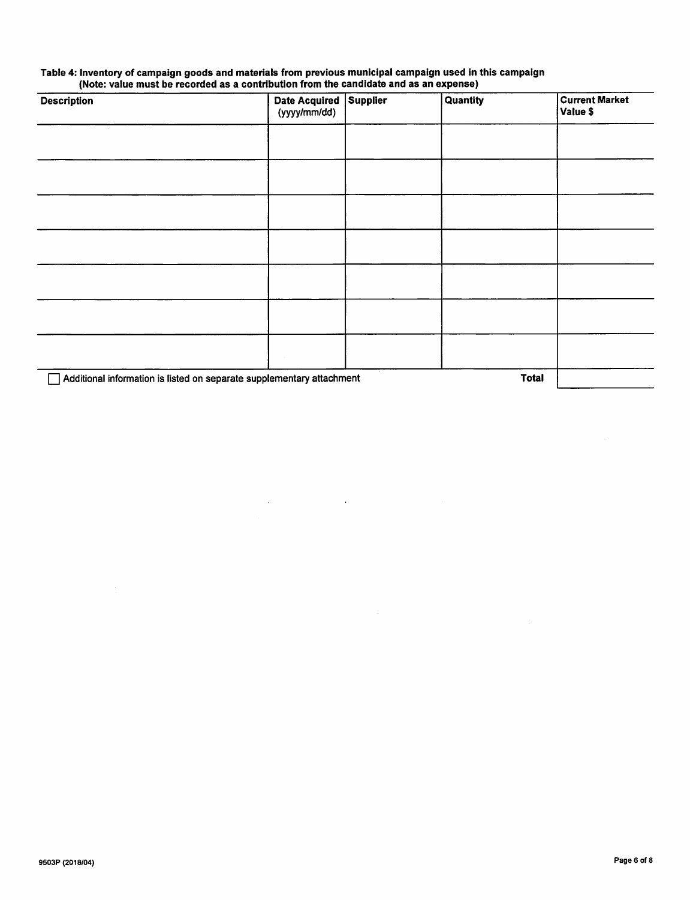**Table 4: Inventory of campaign goods and materials from previous municipal campaign used in this campaign (Note: value must be recorded as a contribution from the candidate and as an expense)**

| Description | Date Acquired (yyyy/mm/dd) | Supplier | Quantity | Current Market Value $ |
|---|---|---|---|---|
| | | | | |
| | | | | |
| | | | | |
| | | | | |
| | | | | |
| | | | | |
| | | | | |
| | | | **Total** | |

☐ Additional information is listed on separate supplementary attachment

9503P (2018/04)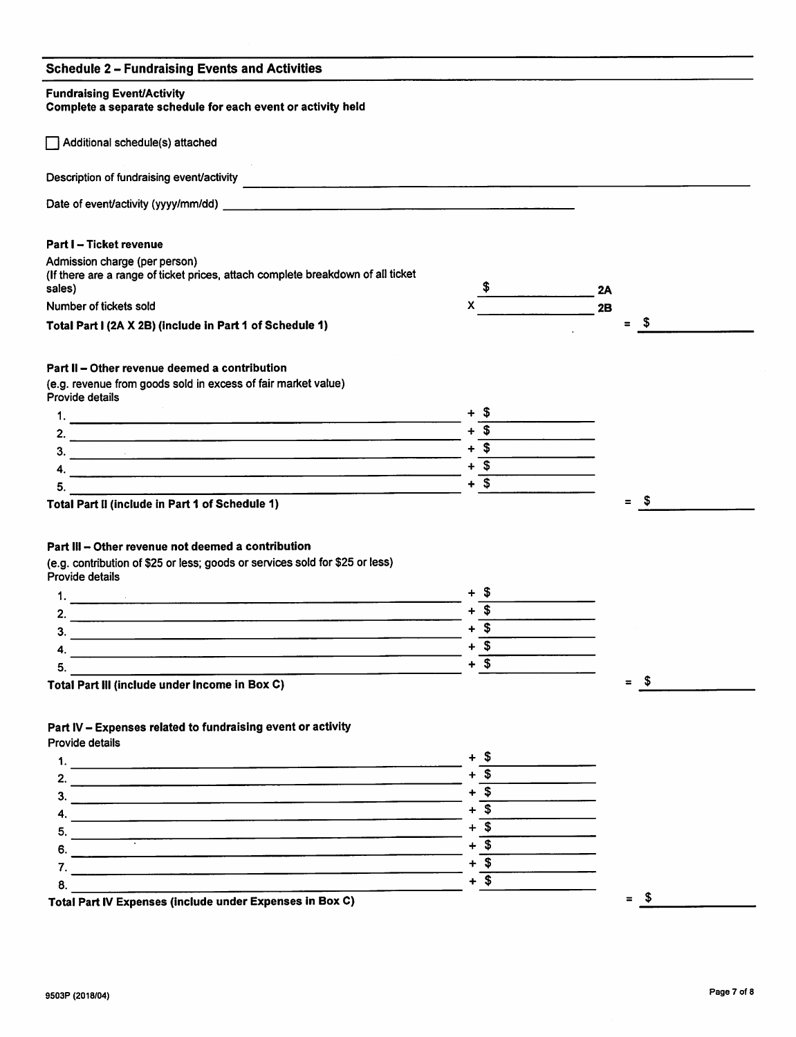## Schedule 2 – Fundraising Events and Activities

**Fundraising Event/Activity**
**Complete a separate schedule for each event or activity held**

☐ Additional schedule(s) attached

Description of fundraising event/activity \_\_\_\_\_\_\_\_\_\_\_\_\_\_\_\_\_\_\_\_

Date of event/activity (yyyy/mm/dd) \_\_\_\_\_\_\_\_\_\_\_\_\_\_\_\_\_\_\_\_

### Part I – Ticket revenue

Admission charge (per person)
(If there are a range of ticket prices, attach complete breakdown of all ticket sales) $ \_\_\_\_\_\_\_\_ **2A**

Number of tickets sold X \_\_\_\_\_\_\_\_ **2B**

**Total Part I (2A X 2B) (include in Part 1 of Schedule 1)** = $ \_\_\_\_\_\_\_\_

### Part II – Other revenue deemed a contribution

(e.g. revenue from goods sold in excess of fair market value)
Provide details

1. \_\_\_\_\_\_\_\_\_\_\_\_\_\_\_\_ + $ \_\_\_\_\_\_\_\_
2. \_\_\_\_\_\_\_\_\_\_\_\_\_\_\_\_ + $ \_\_\_\_\_\_\_\_
3. \_\_\_\_\_\_\_\_\_\_\_\_\_\_\_\_ + $ \_\_\_\_\_\_\_\_
4. \_\_\_\_\_\_\_\_\_\_\_\_\_\_\_\_ + $ \_\_\_\_\_\_\_\_
5. \_\_\_\_\_\_\_\_\_\_\_\_\_\_\_\_ + $ \_\_\_\_\_\_\_\_

**Total Part II (include in Part 1 of Schedule 1)** = $ \_\_\_\_\_\_\_\_

### Part III – Other revenue not deemed a contribution

(e.g. contribution of $25 or less; goods or services sold for $25 or less)
Provide details

1. \_\_\_\_\_\_\_\_\_\_\_\_\_\_\_\_ + $ \_\_\_\_\_\_\_\_
2. \_\_\_\_\_\_\_\_\_\_\_\_\_\_\_\_ + $ \_\_\_\_\_\_\_\_
3. \_\_\_\_\_\_\_\_\_\_\_\_\_\_\_\_ + $ \_\_\_\_\_\_\_\_
4. \_\_\_\_\_\_\_\_\_\_\_\_\_\_\_\_ + $ \_\_\_\_\_\_\_\_
5. \_\_\_\_\_\_\_\_\_\_\_\_\_\_\_\_ + $ \_\_\_\_\_\_\_\_

**Total Part III (include under Income in Box C)** = $ \_\_\_\_\_\_\_\_

### Part IV – Expenses related to fundraising event or activity

Provide details

1. \_\_\_\_\_\_\_\_\_\_\_\_\_\_\_\_ + $ \_\_\_\_\_\_\_\_
2. \_\_\_\_\_\_\_\_\_\_\_\_\_\_\_\_ + $ \_\_\_\_\_\_\_\_
3. \_\_\_\_\_\_\_\_\_\_\_\_\_\_\_\_ + $ \_\_\_\_\_\_\_\_
4. \_\_\_\_\_\_\_\_\_\_\_\_\_\_\_\_ + $ \_\_\_\_\_\_\_\_
5. \_\_\_\_\_\_\_\_\_\_\_\_\_\_\_\_ + $ \_\_\_\_\_\_\_\_
6. \_\_\_\_\_\_\_\_\_\_\_\_\_\_\_\_ + $ \_\_\_\_\_\_\_\_
7. \_\_\_\_\_\_\_\_\_\_\_\_\_\_\_\_ + $ \_\_\_\_\_\_\_\_
8. \_\_\_\_\_\_\_\_\_\_\_\_\_\_\_\_ + $ \_\_\_\_\_\_\_\_

**Total Part IV Expenses (include under Expenses in Box C)** = $ \_\_\_\_\_\_\_\_

9503P (2018/04)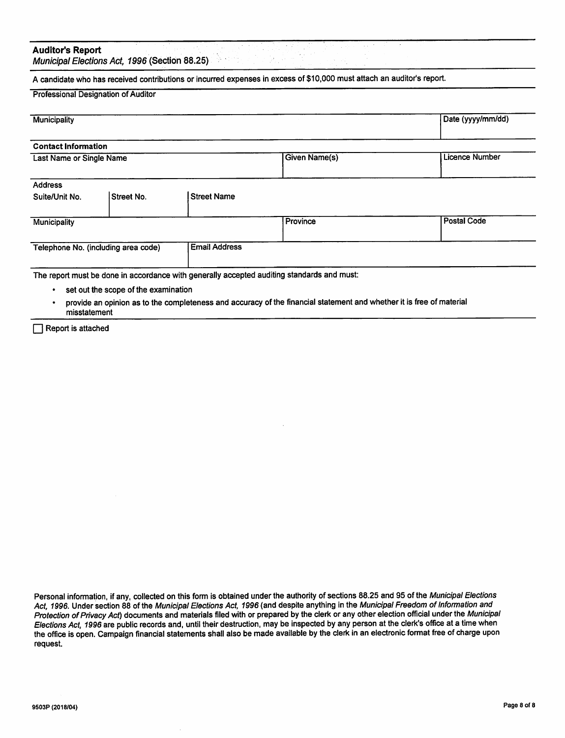## Auditor's Report

*Municipal Elections Act, 1996* (Section 88.25)

A candidate who has received contributions or incurred expenses in excess of $10,000 must attach an auditor's report.

Professional Designation of Auditor

| Municipality | Date (yyyy/mm/dd) |
|---|---|
| | |

**Contact Information**

| Last Name or Single Name | Given Name(s) | Licence Number |
|---|---|---|
| | | |

Address

| Suite/Unit No. | Street No. | Street Name |
|---|---|---|
| | | |

| Municipality | Province | Postal Code |
|---|---|---|
| | | |

| Telephone No. (including area code) | Email Address |
|---|---|
| | |

The report must be done in accordance with generally accepted auditing standards and must:

- set out the scope of the examination
- provide an opinion as to the completeness and accuracy of the financial statement and whether it is free of material misstatement

☐ Report is attached

Personal information, if any, collected on this form is obtained under the authority of sections 88.25 and 95 of the *Municipal Elections Act, 1996*. Under section 88 of the *Municipal Elections Act, 1996* (and despite anything in the *Municipal Freedom of Information and Protection of Privacy Act*) documents and materials filed with or prepared by the clerk or any other election official under the *Municipal Elections Act, 1996* are public records and, until their destruction, may be inspected by any person at the clerk's office at a time when the office is open. Campaign financial statements shall also be made available by the clerk in an electronic format free of charge upon request.

9503P (2018/04)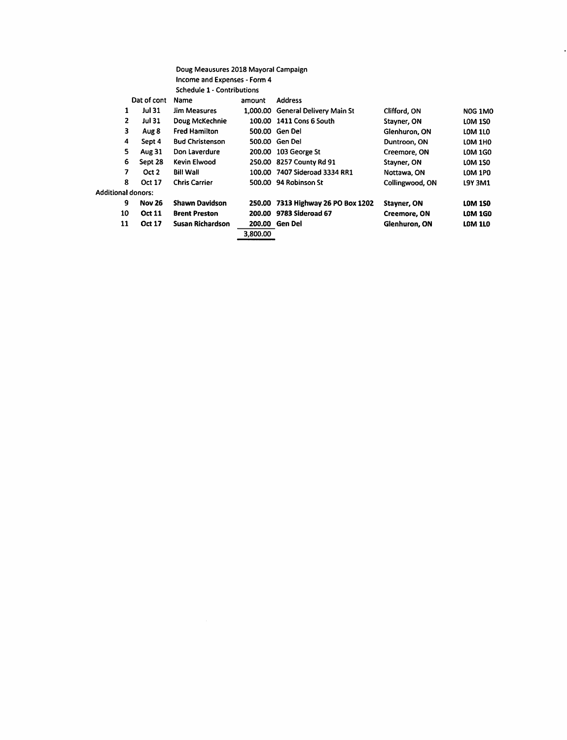Doug Meausures 2018 Mayoral Campaign

Income and Expenses - Form 4

Schedule 1 - Contributions

| | Dat of cont | Name | amount | Address | | |
|---|---|---|---|---|---|---|
| 1 | Jul 31 | Jim Measures | 1,000.00 | General Delivery Main St | Clifford, ON | N0G 1M0 |
| 2 | Jul 31 | Doug McKechnie | 100.00 | 1411 Cons 6 South | Stayner, ON | L0M 1S0 |
| 3 | Aug 8 | Fred Hamilton | 500.00 | Gen Del | Glenhuron, ON | L0M 1L0 |
| 4 | Sept 4 | Bud Christenson | 500.00 | Gen Del | Duntroon, ON | L0M 1H0 |
| 5 | Aug 31 | Don Laverdure | 200.00 | 103 George St | Creemore, ON | L0M 1G0 |
| 6 | Sept 28 | Kevin Elwood | 250.00 | 8257 County Rd 91 | Stayner, ON | L0M 1S0 |
| 7 | Oct 2 | Bill Wall | 100.00 | 7407 Sideroad 3334 RR1 | Nottawa, ON | L0M 1P0 |
| 8 | Oct 17 | Chris Carrier | 500.00 | 94 Robinson St | Collingwood, ON | L9Y 3M1 |
| Additional donors: | | | | | | |
| **9** | **Nov 26** | **Shawn Davidson** | **250.00** | **7313 Highway 26 PO Box 1202** | **Stayner, ON** | **L0M 1S0** |
| **10** | **Oct 11** | **Brent Preston** | **200.00** | **9783 Sideroad 67** | **Creemore, ON** | **L0M 1G0** |
| **11** | **Oct 17** | **Susan Richardson** | **200.00** | **Gen Del** | **Glenhuron, ON** | **L0M 1L0** |
| | | | 3,800.00 | | | |